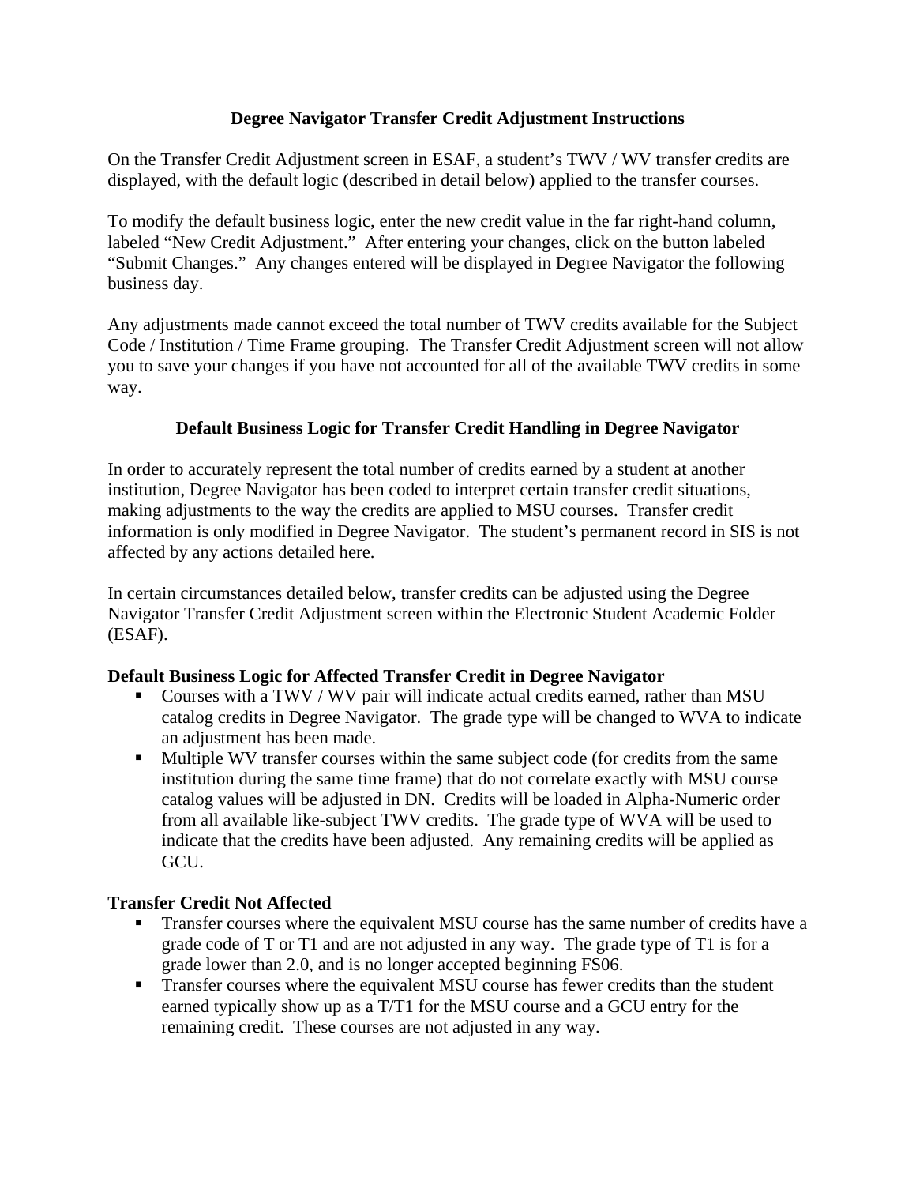# Degree Navigator Transfer Credit Adjustment Instructions

On the Transfer Credit Adjustment screen in ESAF, a student's TWV / WV transfer credits are displayed, with the default logic (described in detail below) applied to the transfer courses.

To modify the default business logic, enter the new credit value in the far right-hand column, labeled "New Credit Adjustment." After entering your changes, click on the button labeled "Submit Changes." Any changes entered will be displayed in Degree Navigator the following business day.

Any adjustments made cannot exceed the total number of TWV credits available for the Subject Code / Institution / Time Frame grouping. The Transfer Credit Adjustment screen will not allow you to save your changes if you have not accounted for all of the available TWV credits in some way.

## Default Business Logic for Transfer Credit Handling in Degree Navigator

In order to accurately represent the total number of credits earned by a student at another institution, Degree Navigator has been coded to interpret certain transfer credit situations, making adjustments to the way the credits are applied to MSU courses. Transfer credit information is only modified in Degree Navigator. The student's permanent record in SIS is not affected by any actions detailed here.

In certain circumstances detailed below, transfer credits can be adjusted using the Degree Navigator Transfer Credit Adjustment screen within the Electronic Student Academic Folder (ESAF).

### Default Business Logic for Affected Transfer Credit in Degree Navigator

- Courses with a TWV / WV pair will indicate actual credits earned, rather than MSU catalog credits in Degree Navigator. The grade type will be changed to WVA to indicate an adjustment has been made.
- Multiple WV transfer courses within the same subject code (for credits from the same institution during the same time frame) that do not correlate exactly with MSU course catalog values will be adjusted in DN. Credits will be loaded in Alpha-Numeric order from all available like-subject TWV credits. The grade type of WVA will be used to indicate that the credits have been adjusted. Any remaining credits will be applied as GCU.

### Transfer Credit Not Affected

- Transfer courses where the equivalent MSU course has the same number of credits have a grade code of T or T1 and are not adjusted in any way. The grade type of T1 is for a grade lower than 2.0, and is no longer accepted beginning FS06.
- Transfer courses where the equivalent MSU course has fewer credits than the student earned typically show up as a T/T1 for the MSU course and a GCU entry for the remaining credit. These courses are not adjusted in any way.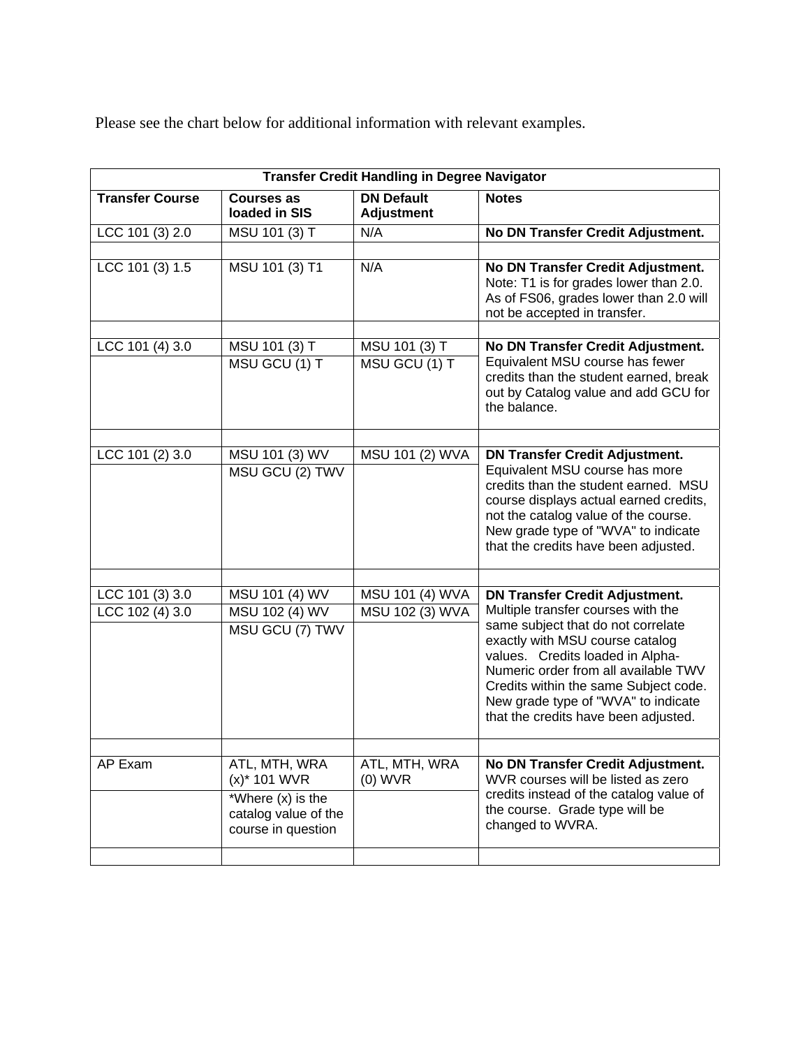Please see the chart below for additional information with relevant examples.

| Transfer Credit Handling in Degree Navigator | | | |
|---|---|---|---|
| **Transfer Course** | **Courses as loaded in SIS** | **DN Default Adjustment** | **Notes** |
| LCC 101 (3) 2.0 | MSU 101 (3) T | N/A | **No DN Transfer Credit Adjustment.** |
| | | | |
| LCC 101 (3) 1.5 | MSU 101 (3) T1 | N/A | **No DN Transfer Credit Adjustment.** Note: T1 is for grades lower than 2.0. As of FS06, grades lower than 2.0 will not be accepted in transfer. |
| | | | |
| LCC 101 (4) 3.0 | MSU 101 (3) T | MSU 101 (3) T | **No DN Transfer Credit Adjustment.** Equivalent MSU course has fewer credits than the student earned, break out by Catalog value and add GCU for the balance. |
| | MSU GCU (1) T | MSU GCU (1) T | |
| | | | |
| LCC 101 (2) 3.0 | MSU 101 (3) WV | MSU 101 (2) WVA | **DN Transfer Credit Adjustment.** Equivalent MSU course has more credits than the student earned. MSU course displays actual earned credits, not the catalog value of the course. New grade type of "WVA" to indicate that the credits have been adjusted. |
| | MSU GCU (2) TWV | | |
| | | | |
| LCC 101 (3) 3.0 | MSU 101 (4) WV | MSU 101 (4) WVA | **DN Transfer Credit Adjustment.** Multiple transfer courses with the same subject that do not correlate exactly with MSU course catalog values. Credits loaded in Alpha-Numeric order from all available TWV Credits within the same Subject code. New grade type of "WVA" to indicate that the credits have been adjusted. |
| LCC 102 (4) 3.0 | MSU 102 (4) WV | MSU 102 (3) WVA | |
| | MSU GCU (7) TWV | | |
| | | | |
| AP Exam | ATL, MTH, WRA (x)* 101 WVR | ATL, MTH, WRA (0) WVR | **No DN Transfer Credit Adjustment.** WVR courses will be listed as zero credits instead of the catalog value of the course. Grade type will be changed to WVRA. |
| | *Where (x) is the catalog value of the course in question | | |
| | | | |